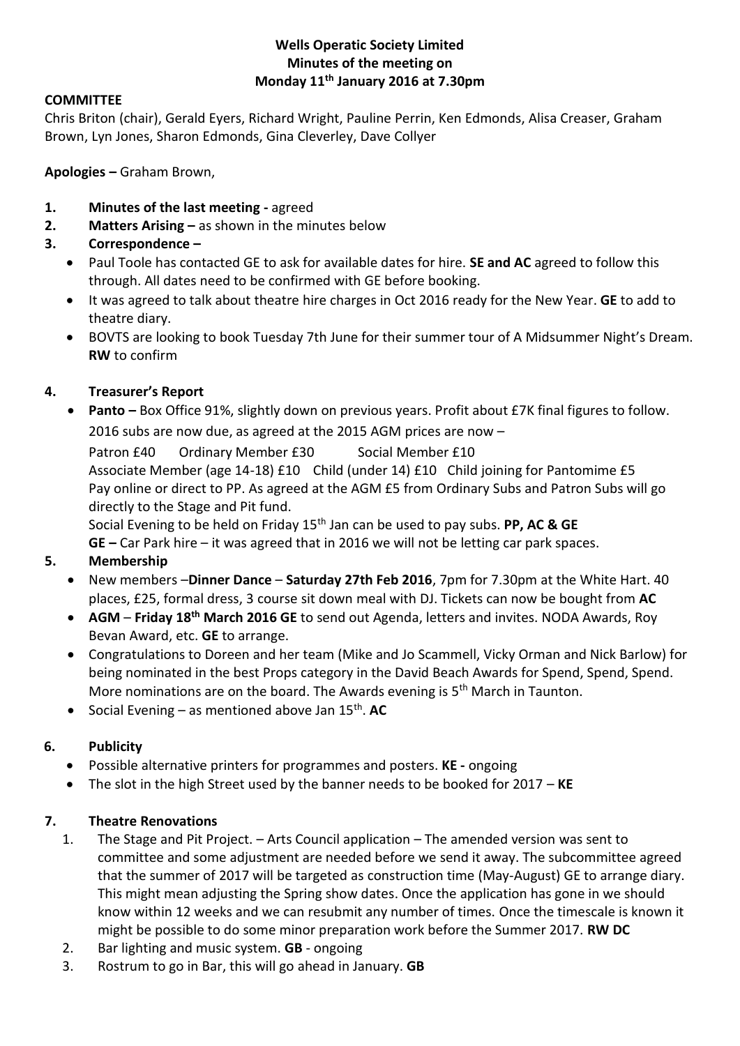**Wells Operatic Society Limited**
**Minutes of the meeting on**
**Monday 11th January 2016 at 7.30pm**

**COMMITTEE**

Chris Briton (chair), Gerald Eyers, Richard Wright, Pauline Perrin, Ken Edmonds, Alisa Creaser, Graham Brown, Lyn Jones, Sharon Edmonds, Gina Cleverley, Dave Collyer

**Apologies –** Graham Brown,

1. **Minutes of the last meeting -** agreed
2. **Matters Arising –** as shown in the minutes below
3. **Correspondence –**
   - Paul Toole has contacted GE to ask for available dates for hire. **SE and AC** agreed to follow this through. All dates need to be confirmed with GE before booking.
   - It was agreed to talk about theatre hire charges in Oct 2016 ready for the New Year. **GE** to add to theatre diary.
   - BOVTS are looking to book Tuesday 7th June for their summer tour of A Midsummer Night's Dream. **RW** to confirm

4. **Treasurer's Report**
   - **Panto –** Box Office 91%, slightly down on previous years. Profit about £7K final figures to follow.

   2016 subs are now due, as agreed at the 2015 AGM prices are now –

   Patron £40 Ordinary Member £30 Social Member £10

   Associate Member (age 14-18) £10 Child (under 14) £10 Child joining for Pantomime £5

   Pay online or direct to PP. As agreed at the AGM £5 from Ordinary Subs and Patron Subs will go directly to the Stage and Pit fund.

   Social Evening to be held on Friday 15th Jan can be used to pay subs. **PP, AC & GE**

   **GE –** Car Park hire – it was agreed that in 2016 we will not be letting car park spaces.

5. **Membership**
   - New members –**Dinner Dance** – **Saturday 27th Feb 2016**, 7pm for 7.30pm at the White Hart. 40 places, £25, formal dress, 3 course sit down meal with DJ. Tickets can now be bought from **AC**
   - **AGM** – **Friday 18th March 2016 GE** to send out Agenda, letters and invites. NODA Awards, Roy Bevan Award, etc. **GE** to arrange.
   - Congratulations to Doreen and her team (Mike and Jo Scammell, Vicky Orman and Nick Barlow) for being nominated in the best Props category in the David Beach Awards for Spend, Spend, Spend. More nominations are on the board. The Awards evening is 5th March in Taunton.
   - Social Evening – as mentioned above Jan 15th. **AC**

6. **Publicity**
   - Possible alternative printers for programmes and posters. **KE -** ongoing
   - The slot in the high Street used by the banner needs to be booked for 2017 – **KE**

7. **Theatre Renovations**
   1. The Stage and Pit Project. – Arts Council application – The amended version was sent to committee and some adjustment are needed before we send it away. The subcommittee agreed that the summer of 2017 will be targeted as construction time (May-August) GE to arrange diary. This might mean adjusting the Spring show dates. Once the application has gone in we should know within 12 weeks and we can resubmit any number of times. Once the timescale is known it might be possible to do some minor preparation work before the Summer 2017. **RW DC**
   2. Bar lighting and music system. **GB** - ongoing
   3. Rostrum to go in Bar, this will go ahead in January. **GB**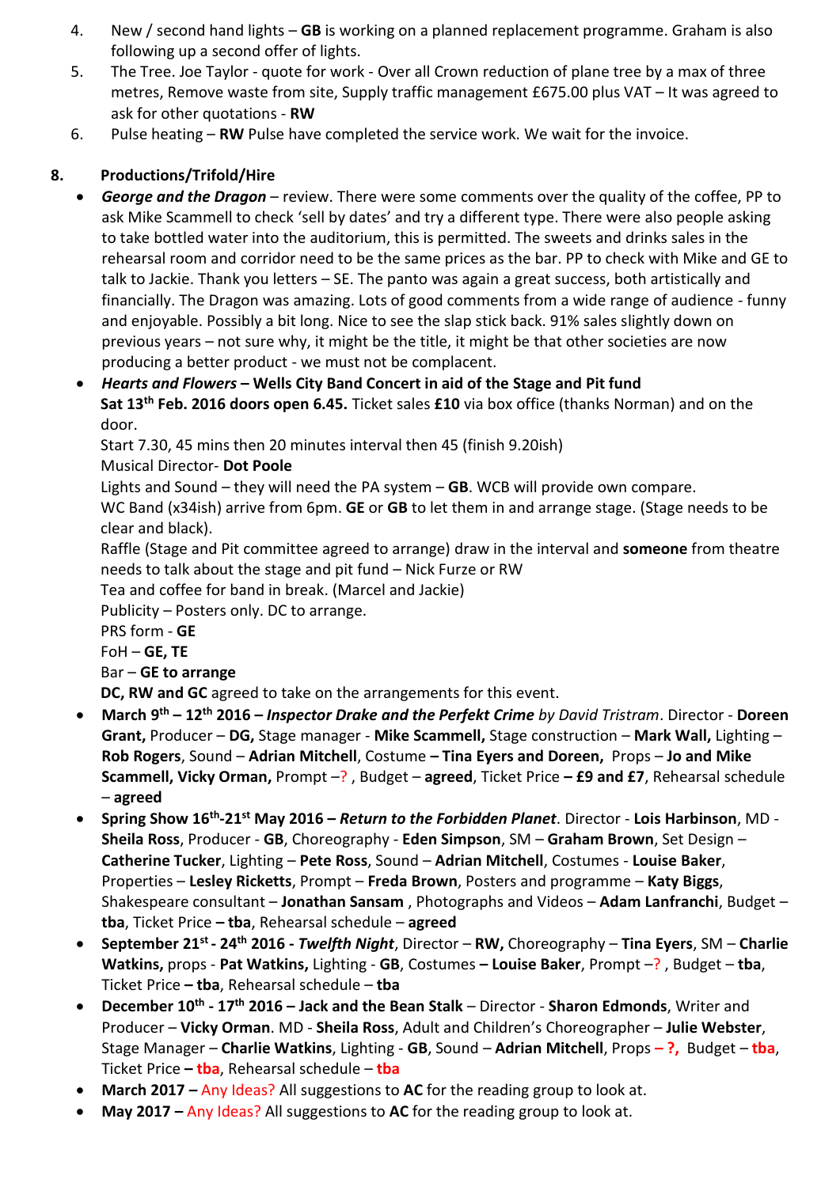4. New / second hand lights – **GB** is working on a planned replacement programme. Graham is also following up a second offer of lights.
5. The Tree. Joe Taylor - quote for work - Over all Crown reduction of plane tree by a max of three metres, Remove waste from site, Supply traffic management £675.00 plus VAT – It was agreed to ask for other quotations - **RW**
6. Pulse heating – **RW** Pulse have completed the service work. We wait for the invoice.

## 8. Productions/Trifold/Hire

- ***George and the Dragon*** – review. There were some comments over the quality of the coffee, PP to ask Mike Scammell to check 'sell by dates' and try a different type. There were also people asking to take bottled water into the auditorium, this is permitted. The sweets and drinks sales in the rehearsal room and corridor need to be the same prices as the bar. PP to check with Mike and GE to talk to Jackie. Thank you letters – SE. The panto was again a great success, both artistically and financially. The Dragon was amazing. Lots of good comments from a wide range of audience - funny and enjoyable. Possibly a bit long. Nice to see the slap stick back. 91% sales slightly down on previous years – not sure why, it might be the title, it might be that other societies are now producing a better product - we must not be complacent.
- ***Hearts and Flowers* – Wells City Band Concert in aid of the Stage and Pit fund**
  **Sat 13th Feb. 2016 doors open 6.45.** Ticket sales **£10** via box office (thanks Norman) and on the door.
  Start 7.30, 45 mins then 20 minutes interval then 45 (finish 9.20ish)
  Musical Director- **Dot Poole**
  Lights and Sound – they will need the PA system – **GB**. WCB will provide own compare.
  WC Band (x34ish) arrive from 6pm. **GE** or **GB** to let them in and arrange stage. (Stage needs to be clear and black).
  Raffle (Stage and Pit committee agreed to arrange) draw in the interval and **someone** from theatre needs to talk about the stage and pit fund – Nick Furze or RW
  Tea and coffee for band in break. (Marcel and Jackie)
  Publicity – Posters only. DC to arrange.
  PRS form - **GE**
  FoH – **GE, TE**
  Bar – **GE to arrange**
  **DC, RW and GC** agreed to take on the arrangements for this event.
- **March 9th – 12th 2016 – *Inspector Drake and the Perfekt Crime*** *by David Tristram*. Director - **Doreen Grant,** Producer – **DG,** Stage manager - **Mike Scammell,** Stage construction – **Mark Wall,** Lighting – **Rob Rogers**, Sound – **Adrian Mitchell**, Costume **– Tina Eyers and Doreen,** Props – **Jo and Mike Scammell, Vicky Orman,** Prompt –? , Budget – **agreed**, Ticket Price **– £9 and £7**, Rehearsal schedule – **agreed**
- **Spring Show 16th-21st May 2016 – *Return to the Forbidden Planet***. Director - **Lois Harbinson**, MD - **Sheila Ross**, Producer - **GB**, Choreography - **Eden Simpson**, SM – **Graham Brown**, Set Design – **Catherine Tucker**, Lighting – **Pete Ross**, Sound – **Adrian Mitchell**, Costumes - **Louise Baker**, Properties – **Lesley Ricketts**, Prompt – **Freda Brown**, Posters and programme – **Katy Biggs**, Shakespeare consultant – **Jonathan Sansam** , Photographs and Videos – **Adam Lanfranchi**, Budget – **tba**, Ticket Price – **tba**, Rehearsal schedule – **agreed**
- **September 21st - 24th 2016 - *Twelfth Night***, Director – **RW,** Choreography – **Tina Eyers**, SM – **Charlie Watkins,** props - **Pat Watkins,** Lighting - **GB**, Costumes **– Louise Baker**, Prompt –? , Budget – **tba**, Ticket Price **– tba**, Rehearsal schedule – **tba**
- **December 10th - 17th 2016 – Jack and the Bean Stalk** – Director - **Sharon Edmonds**, Writer and Producer – **Vicky Orman**. MD - **Sheila Ross**, Adult and Children's Choreographer – **Julie Webster**, Stage Manager – **Charlie Watkins**, Lighting - **GB**, Sound – **Adrian Mitchell**, Props **– ?,** Budget – **tba**, Ticket Price **– tba**, Rehearsal schedule – **tba**
- **March 2017 –** Any Ideas? All suggestions to **AC** for the reading group to look at.
- **May 2017 –** Any Ideas? All suggestions to **AC** for the reading group to look at.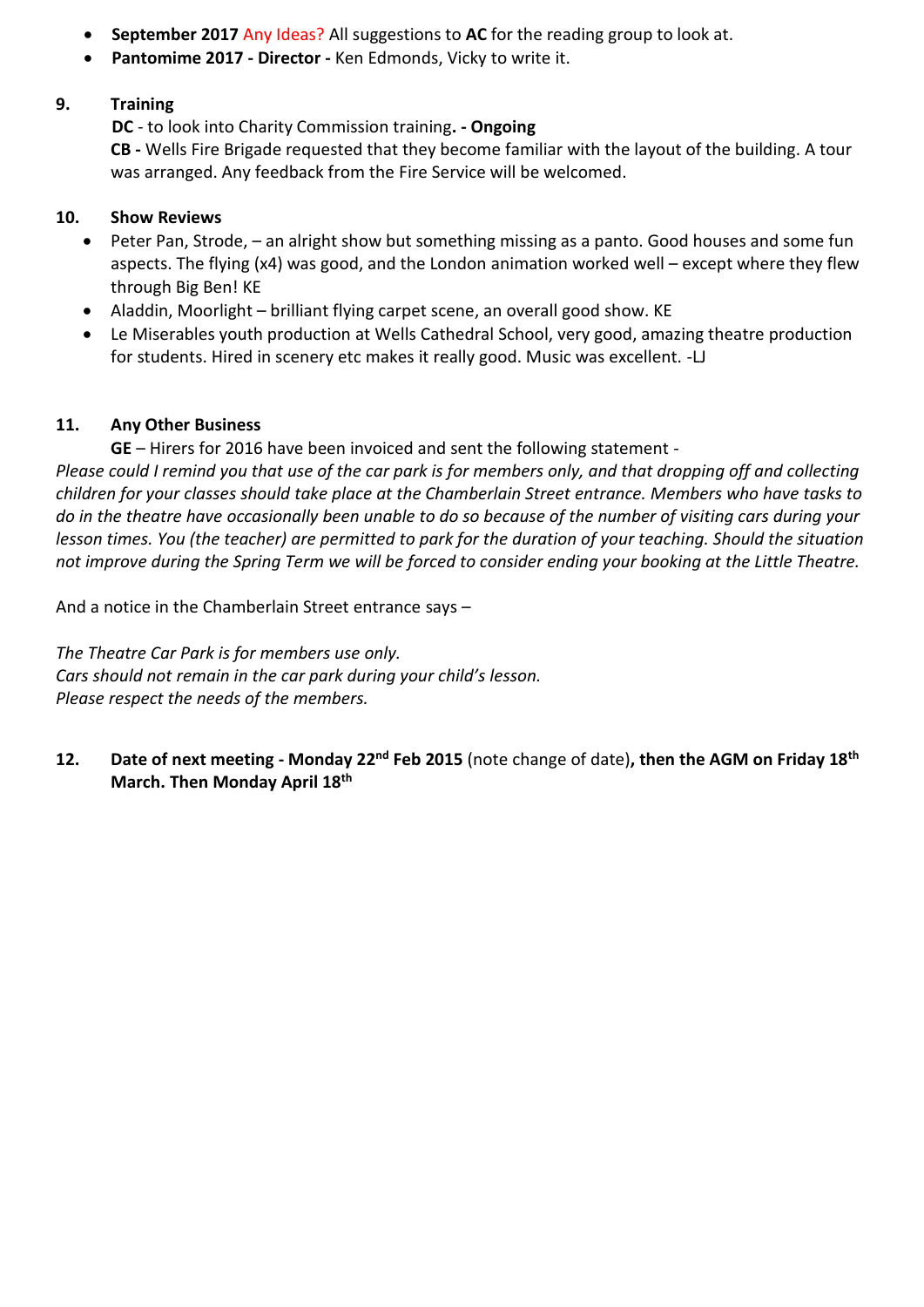- **September 2017** Any Ideas? All suggestions to **AC** for the reading group to look at.
- **Pantomime 2017 - Director -** Ken Edmonds, Vicky to write it.

**9. Training**

**DC** - to look into Charity Commission training**. - Ongoing**

**CB -** Wells Fire Brigade requested that they become familiar with the layout of the building. A tour was arranged. Any feedback from the Fire Service will be welcomed.

**10. Show Reviews**

- Peter Pan, Strode, – an alright show but something missing as a panto. Good houses and some fun aspects. The flying (x4) was good, and the London animation worked well – except where they flew through Big Ben! KE
- Aladdin, Moorlight – brilliant flying carpet scene, an overall good show. KE
- Le Miserables youth production at Wells Cathedral School, very good, amazing theatre production for students. Hired in scenery etc makes it really good. Music was excellent. -LJ

**11. Any Other Business**

**GE** – Hirers for 2016 have been invoiced and sent the following statement -

*Please could I remind you that use of the car park is for members only, and that dropping off and collecting children for your classes should take place at the Chamberlain Street entrance. Members who have tasks to do in the theatre have occasionally been unable to do so because of the number of visiting cars during your lesson times. You (the teacher) are permitted to park for the duration of your teaching. Should the situation not improve during the Spring Term we will be forced to consider ending your booking at the Little Theatre.*

And a notice in the Chamberlain Street entrance says –

*The Theatre Car Park is for members use only.*
*Cars should not remain in the car park during your child's lesson.*
*Please respect the needs of the members.*

**12. Date of next meeting - Monday 22nd Feb 2015** (note change of date)**, then the AGM on Friday 18th March. Then Monday April 18th**